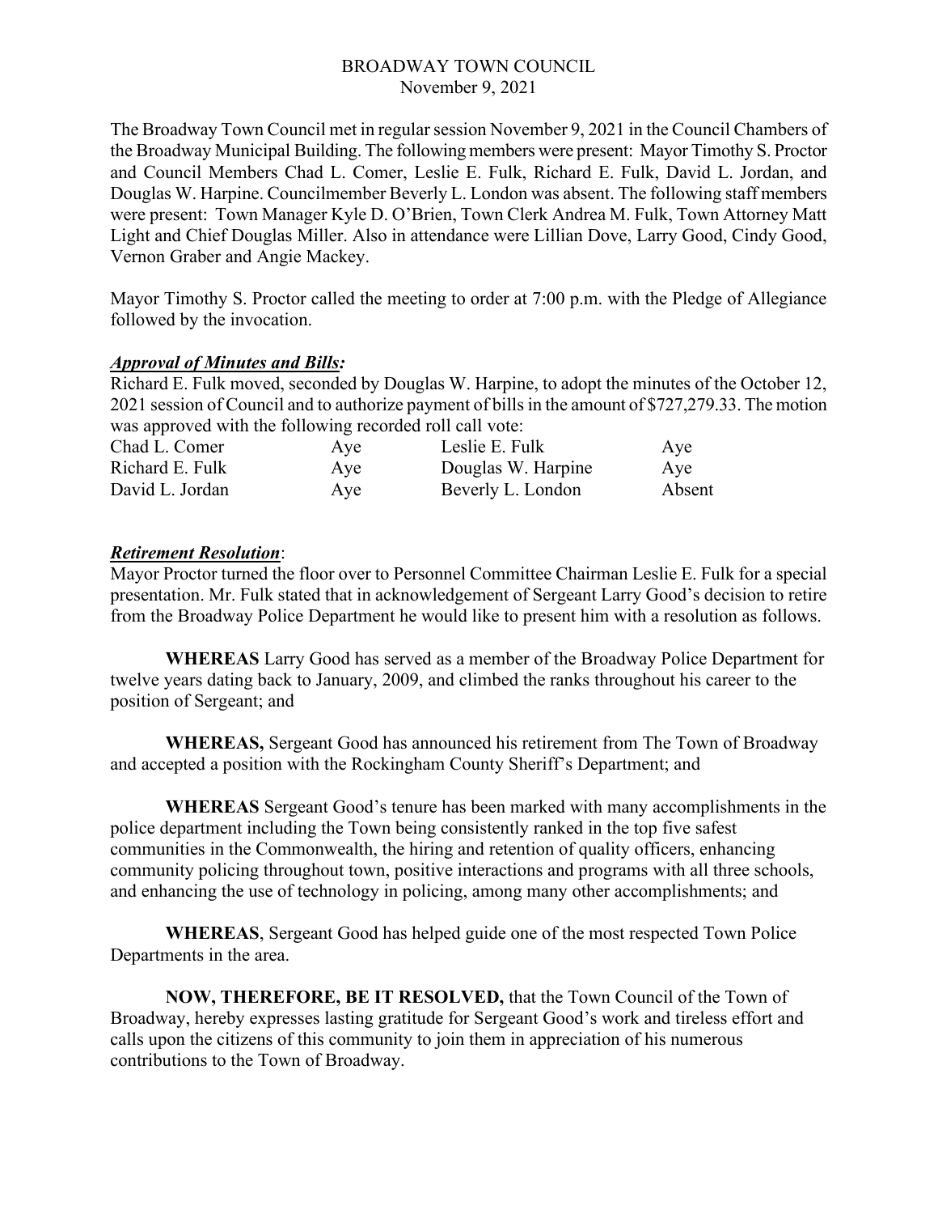# BROADWAY TOWN COUNCIL
November 9, 2021

The Broadway Town Council met in regular session November 9, 2021 in the Council Chambers of the Broadway Municipal Building. The following members were present: Mayor Timothy S. Proctor and Council Members Chad L. Comer, Leslie E. Fulk, Richard E. Fulk, David L. Jordan, and Douglas W. Harpine. Councilmember Beverly L. London was absent. The following staff members were present: Town Manager Kyle D. O'Brien, Town Clerk Andrea M. Fulk, Town Attorney Matt Light and Chief Douglas Miller. Also in attendance were Lillian Dove, Larry Good, Cindy Good, Vernon Graber and Angie Mackey.

Mayor Timothy S. Proctor called the meeting to order at 7:00 p.m. with the Pledge of Allegiance followed by the invocation.

***Approval of Minutes and Bills:***

Richard E. Fulk moved, seconded by Douglas W. Harpine, to adopt the minutes of the October 12, 2021 session of Council and to authorize payment of bills in the amount of $727,279.33. The motion was approved with the following recorded roll call vote:

| | | | |
|---|---|---|---|
| Chad L. Comer | Aye | Leslie E. Fulk | Aye |
| Richard E. Fulk | Aye | Douglas W. Harpine | Aye |
| David L. Jordan | Aye | Beverly L. London | Absent |

***Retirement Resolution***:

Mayor Proctor turned the floor over to Personnel Committee Chairman Leslie E. Fulk for a special presentation. Mr. Fulk stated that in acknowledgement of Sergeant Larry Good's decision to retire from the Broadway Police Department he would like to present him with a resolution as follows.

**WHEREAS** Larry Good has served as a member of the Broadway Police Department for twelve years dating back to January, 2009, and climbed the ranks throughout his career to the position of Sergeant; and

**WHEREAS,** Sergeant Good has announced his retirement from The Town of Broadway and accepted a position with the Rockingham County Sheriff's Department; and

**WHEREAS** Sergeant Good's tenure has been marked with many accomplishments in the police department including the Town being consistently ranked in the top five safest communities in the Commonwealth, the hiring and retention of quality officers, enhancing community policing throughout town, positive interactions and programs with all three schools, and enhancing the use of technology in policing, among many other accomplishments; and

**WHEREAS**, Sergeant Good has helped guide one of the most respected Town Police Departments in the area.

**NOW, THEREFORE, BE IT RESOLVED,** that the Town Council of the Town of Broadway, hereby expresses lasting gratitude for Sergeant Good's work and tireless effort and calls upon the citizens of this community to join them in appreciation of his numerous contributions to the Town of Broadway.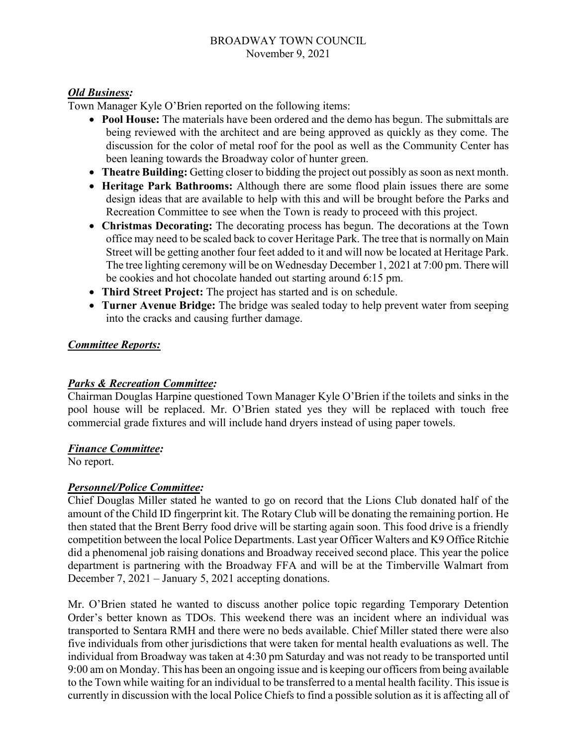## BROADWAY TOWN COUNCIL
November 9, 2021

***Old Business:***

Town Manager Kyle O'Brien reported on the following items:

- **Pool House:** The materials have been ordered and the demo has begun. The submittals are being reviewed with the architect and are being approved as quickly as they come. The discussion for the color of metal roof for the pool as well as the Community Center has been leaning towards the Broadway color of hunter green.
- **Theatre Building:** Getting closer to bidding the project out possibly as soon as next month.
- **Heritage Park Bathrooms:** Although there are some flood plain issues there are some design ideas that are available to help with this and will be brought before the Parks and Recreation Committee to see when the Town is ready to proceed with this project.
- **Christmas Decorating:** The decorating process has begun. The decorations at the Town office may need to be scaled back to cover Heritage Park. The tree that is normally on Main Street will be getting another four feet added to it and will now be located at Heritage Park. The tree lighting ceremony will be on Wednesday December 1, 2021 at 7:00 pm. There will be cookies and hot chocolate handed out starting around 6:15 pm.
- **Third Street Project:** The project has started and is on schedule.
- **Turner Avenue Bridge:** The bridge was sealed today to help prevent water from seeping into the cracks and causing further damage.

***Committee Reports:***

***Parks & Recreation Committee:***

Chairman Douglas Harpine questioned Town Manager Kyle O'Brien if the toilets and sinks in the pool house will be replaced. Mr. O'Brien stated yes they will be replaced with touch free commercial grade fixtures and will include hand dryers instead of using paper towels.

***Finance Committee:***

No report.

***Personnel/Police Committee:***

Chief Douglas Miller stated he wanted to go on record that the Lions Club donated half of the amount of the Child ID fingerprint kit. The Rotary Club will be donating the remaining portion. He then stated that the Brent Berry food drive will be starting again soon. This food drive is a friendly competition between the local Police Departments. Last year Officer Walters and K9 Office Ritchie did a phenomenal job raising donations and Broadway received second place. This year the police department is partnering with the Broadway FFA and will be at the Timberville Walmart from December 7, 2021 – January 5, 2021 accepting donations.

Mr. O'Brien stated he wanted to discuss another police topic regarding Temporary Detention Order's better known as TDOs. This weekend there was an incident where an individual was transported to Sentara RMH and there were no beds available. Chief Miller stated there were also five individuals from other jurisdictions that were taken for mental health evaluations as well. The individual from Broadway was taken at 4:30 pm Saturday and was not ready to be transported until 9:00 am on Monday. This has been an ongoing issue and is keeping our officers from being available to the Town while waiting for an individual to be transferred to a mental health facility. This issue is currently in discussion with the local Police Chiefs to find a possible solution as it is affecting all of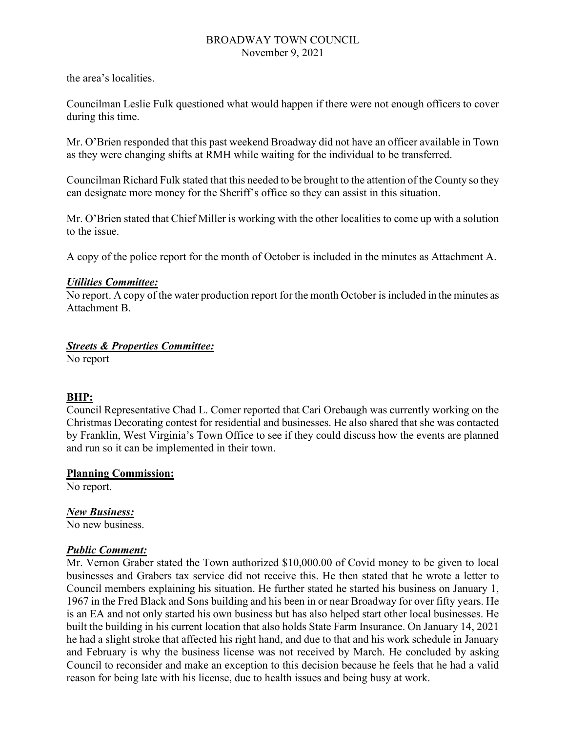the area's localities.

Councilman Leslie Fulk questioned what would happen if there were not enough officers to cover during this time.

Mr. O'Brien responded that this past weekend Broadway did not have an officer available in Town as they were changing shifts at RMH while waiting for the individual to be transferred.

Councilman Richard Fulk stated that this needed to be brought to the attention of the County so they can designate more money for the Sheriff's office so they can assist in this situation.

Mr. O'Brien stated that Chief Miller is working with the other localities to come up with a solution to the issue.

A copy of the police report for the month of October is included in the minutes as Attachment A.

***Utilities Committee:***

No report. A copy of the water production report for the month October is included in the minutes as Attachment B.

***Streets & Properties Committee:***

No report

**BHP:**

Council Representative Chad L. Comer reported that Cari Orebaugh was currently working on the Christmas Decorating contest for residential and businesses. He also shared that she was contacted by Franklin, West Virginia's Town Office to see if they could discuss how the events are planned and run so it can be implemented in their town.

**Planning Commission:**

No report.

***New Business:***

No new business.

***Public Comment:***

Mr. Vernon Graber stated the Town authorized $10,000.00 of Covid money to be given to local businesses and Grabers tax service did not receive this. He then stated that he wrote a letter to Council members explaining his situation. He further stated he started his business on January 1, 1967 in the Fred Black and Sons building and his been in or near Broadway for over fifty years. He is an EA and not only started his own business but has also helped start other local businesses. He built the building in his current location that also holds State Farm Insurance. On January 14, 2021 he had a slight stroke that affected his right hand, and due to that and his work schedule in January and February is why the business license was not received by March. He concluded by asking Council to reconsider and make an exception to this decision because he feels that he had a valid reason for being late with his license, due to health issues and being busy at work.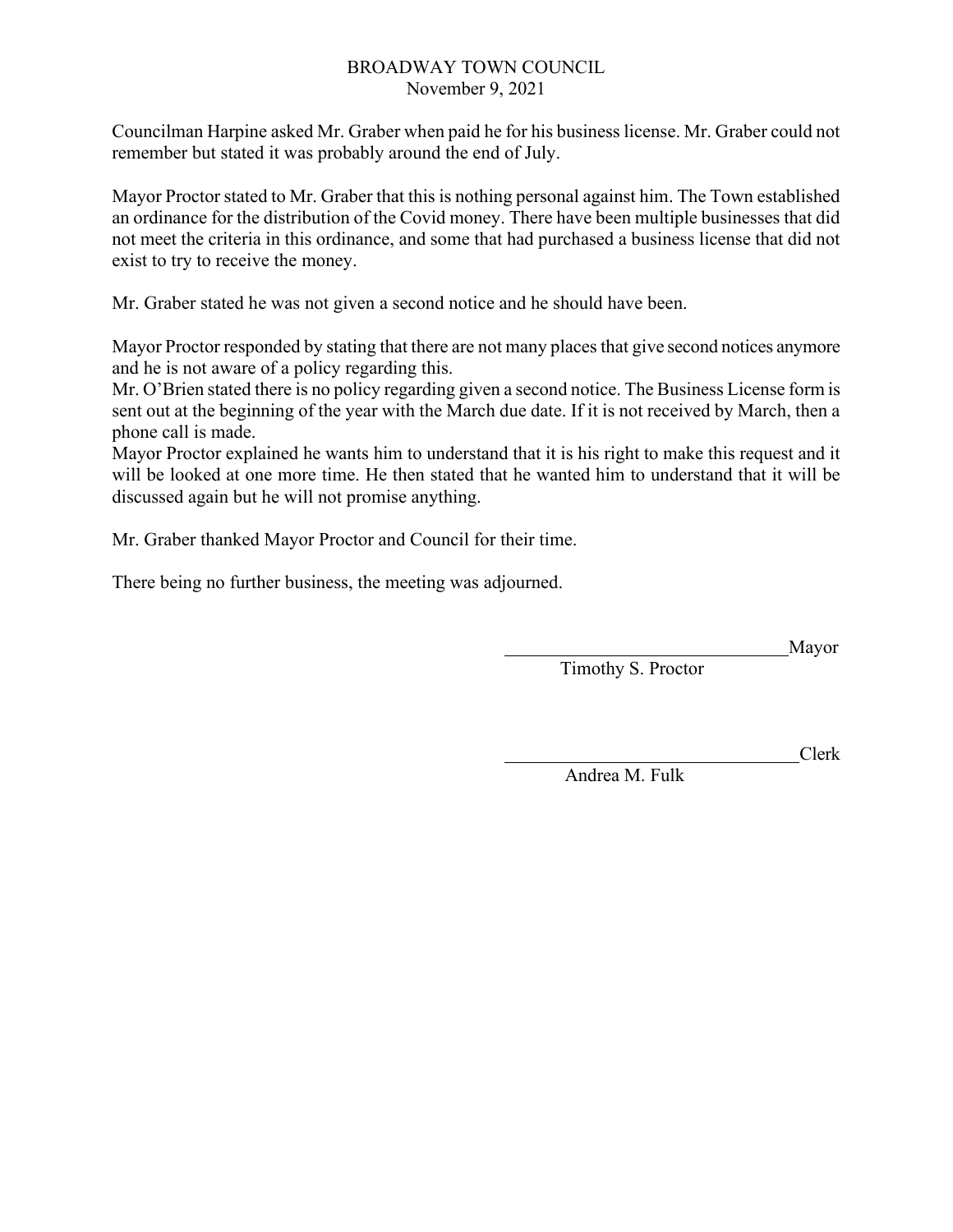Councilman Harpine asked Mr. Graber when paid he for his business license. Mr. Graber could not remember but stated it was probably around the end of July.

Mayor Proctor stated to Mr. Graber that this is nothing personal against him. The Town established an ordinance for the distribution of the Covid money. There have been multiple businesses that did not meet the criteria in this ordinance, and some that had purchased a business license that did not exist to try to receive the money.

Mr. Graber stated he was not given a second notice and he should have been.

Mayor Proctor responded by stating that there are not many places that give second notices anymore and he is not aware of a policy regarding this.
Mr. O'Brien stated there is no policy regarding given a second notice. The Business License form is sent out at the beginning of the year with the March due date. If it is not received by March, then a phone call is made.
Mayor Proctor explained he wants him to understand that it is his right to make this request and it will be looked at one more time. He then stated that he wanted him to understand that it will be discussed again but he will not promise anything.

Mr. Graber thanked Mayor Proctor and Council for their time.

There being no further business, the meeting was adjourned.

_______________________________ Mayor
Timothy S. Proctor

_______________________________ Clerk
Andrea M. Fulk